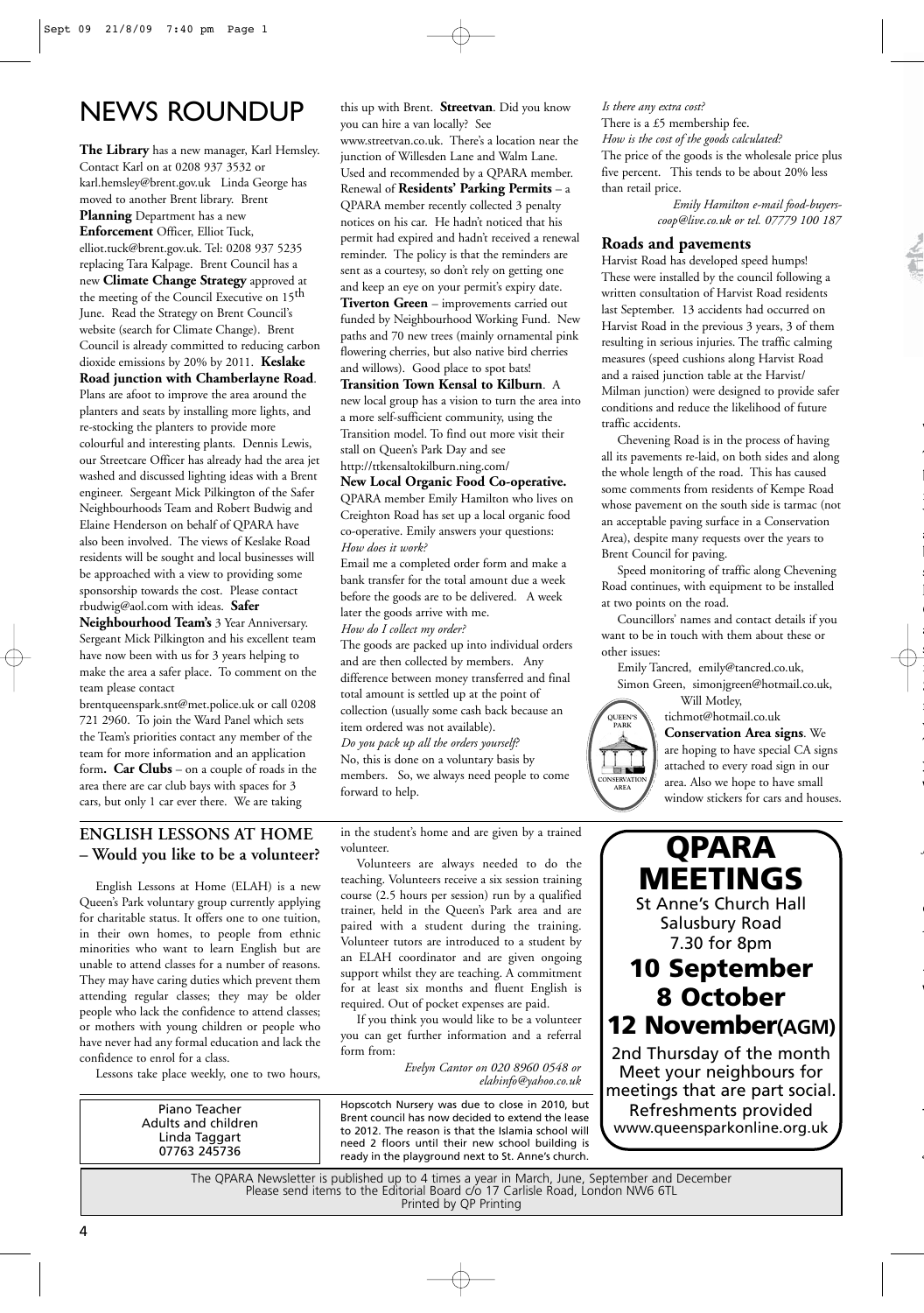# NEWS ROUNDUP

**The Library** has a new manager, Karl Hemsley. Contact Karl on at 0208 937 3532 or karl.hemsley@brent.gov.uk Linda George has moved to another Brent library. Brent **Planning** Department has a new **Enforcement** Officer, Elliot Tuck, elliot.tuck@brent.gov.uk. Tel: 0208 937 5235 replacing Tara Kalpage. Brent Council has a new **Climate Change Strategy** approved at the meeting of the Council Executive on 15th June. Read the Strategy on Brent Council's website (search for Climate Change). Brent Council is already committed to reducing carbon dioxide emissions by 20% by 2011. **Keslake Road junction with Chamberlayne Road**. Plans are afoot to improve the area around the planters and seats by installing more lights, and re-stocking the planters to provide more colourful and interesting plants. Dennis Lewis, our Streetcare Officer has already had the area jet washed and discussed lighting ideas with a Brent engineer. Sergeant Mick Pilkington of the Safer Neighbourhoods Team and Robert Budwig and Elaine Henderson on behalf of QPARA have also been involved. The views of Keslake Road residents will be sought and local businesses will be approached with a view to providing some sponsorship towards the cost. Please contact rbudwig@aol.com with ideas. **Safer Neighbourhood Team's** 3 Year Anniversary. Sergeant Mick Pilkington and his excellent team have now been with us for 3 years helping to make the area a safer place. To comment on the team please contact brentqueenspark.snt@met.police.uk or call 0208 721 2960. To join the Ward Panel which sets the Team's priorities contact any member of the team for more information and an application form**.** **Car Clubs** – on a couple of roads in the area there are car club bays with spaces for 3 cars, but only 1 car ever there. We are taking this up with Brent. **Streetvan**. Did you know you can hire a van locally? See www.streetvan.co.uk. There's a location near the junction of Willesden Lane and Walm Lane. Used and recommended by a QPARA member. Renewal of **Residents' Parking Permits** – a QPARA member recently collected 3 penalty notices on his car. He hadn't noticed that his permit had expired and hadn't received a renewal reminder. The policy is that the reminders are sent as a courtesy, so don't rely on getting one and keep an eye on your permit's expiry date. **Tiverton Green** – improvements carried out funded by Neighbourhood Working Fund. New paths and 70 new trees (mainly ornamental pink flowering cherries, but also native bird cherries and willows). Good place to spot bats! **Transition Town Kensal to Kilburn**. A new local group has a vision to turn the area into a more self-sufficient community, using the Transition model. To find out more visit their stall on Queen's Park Day and see http://ttkensaltokilburn.ning.com/

**New Local Organic Food Co-operative.** QPARA member Emily Hamilton who lives on Creighton Road has set up a local organic food co-operative. Emily answers your questions:

*How does it work?*

Email me a completed order form and make a bank transfer for the total amount due a week before the goods are to be delivered. A week later the goods arrive with me.

*How do I collect my order?*

The goods are packed up into individual orders and are then collected by members. Any difference between money transferred and final total amount is settled up at the point of collection (usually some cash back because an item ordered was not available).

*Do you pack up all the orders yourself?*

No, this is done on a voluntary basis by members. So, we always need people to come forward to help.

*Is there any extra cost?*

There is a £5 membership fee.

*How is the cost of the goods calculated?*

The price of the goods is the wholesale price plus five percent. This tends to be about 20% less than retail price.

*Emily Hamilton e-mail food-buyers-coop@live.co.uk or tel. 07779 100 187*

## Roads and pavements

Harvist Road has developed speed humps! These were installed by the council following a written consultation of Harvist Road residents last September. 13 accidents had occurred on Harvist Road in the previous 3 years, 3 of them resulting in serious injuries. The traffic calming measures (speed cushions along Harvist Road and a raised junction table at the Harvist/ Milman junction) were designed to provide safer conditions and reduce the likelihood of future traffic accidents.

Chevening Road is in the process of having all its pavements re-laid, on both sides and along the whole length of the road. This has caused some comments from residents of Kempe Road whose pavement on the south side is tarmac (not an acceptable paving surface in a Conservation Area), despite many requests over the years to Brent Council for paving.

Speed monitoring of traffic along Chevening Road continues, with equipment to be installed at two points on the road.

Councillors' names and contact details if you want to be in touch with them about these or other issues:

Emily Tancred, emily@tancred.co.uk,
Simon Green, simonjgreen@hotmail.co.uk,
Will Motley, tichmot@hotmail.co.uk

**Conservation Area signs**. We are hoping to have special CA signs attached to every road sign in our area. Also we hope to have small window stickers for cars and houses.

## ENGLISH LESSONS AT HOME – Would you like to be a volunteer?

English Lessons at Home (ELAH) is a new Queen's Park voluntary group currently applying for charitable status. It offers one to one tuition, in their own homes, to people from ethnic minorities who want to learn English but are unable to attend classes for a number of reasons. They may have caring duties which prevent them attending regular classes; they may be older people who lack the confidence to attend classes; or mothers with young children or people who have never had any formal education and lack the confidence to enrol for a class.

Lessons take place weekly, one to two hours, in the student's home and are given by a trained volunteer.

Volunteers are always needed to do the teaching. Volunteers receive a six session training course (2.5 hours per session) run by a qualified trainer, held in the Queen's Park area and are paired with a student during the training. Volunteer tutors are introduced to a student by an ELAH coordinator and are given ongoing support whilst they are teaching. A commitment for at least six months and fluent English is required. Out of pocket expenses are paid.

If you think you would like to be a volunteer you can get further information and a referral form from:

*Evelyn Cantor on 020 8960 0548 or elahinfo@yahoo.co.uk*

# QPARA MEETINGS

St Anne's Church Hall
Salusbury Road
7.30 for 8pm

**10 September**
**8 October**
**12 November(AGM)**

2nd Thursday of the month
Meet your neighbours for meetings that are part social.
Refreshments provided
www.queensparkonline.org.uk

Piano Teacher
Adults and children
Linda Taggart
07763 245736

Hopscotch Nursery was due to close in 2010, but Brent council has now decided to extend the lease to 2012. The reason is that the Islamia school will need 2 floors until their new school building is ready in the playground next to St. Anne's church.

The QPARA Newsletter is published up to 4 times a year in March, June, September and December
Please send items to the Editorial Board c/o 17 Carlisle Road, London NW6 6TL
Printed by QP Printing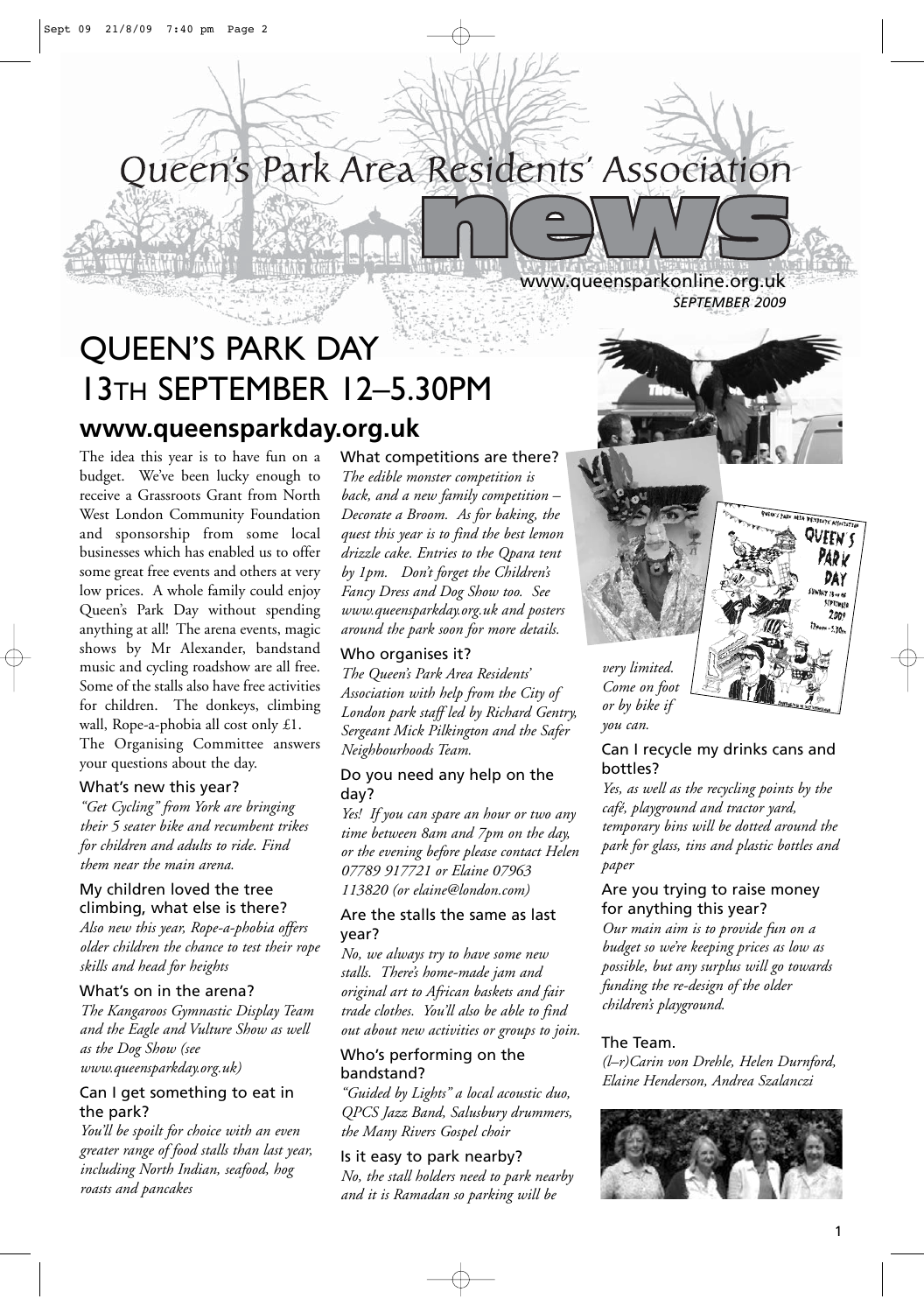# Queen's Park Area Residents' Association news

www.queensparkonline.org.uk

*SEPTEMBER 2009*

# QUEEN'S PARK DAY 13TH SEPTEMBER 12–5.30PM

## www.queensparkday.org.uk

The idea this year is to have fun on a budget. We've been lucky enough to receive a Grassroots Grant from North West London Community Foundation and sponsorship from some local businesses which has enabled us to offer some great free events and others at very low prices. A whole family could enjoy Queen's Park Day without spending anything at all! The arena events, magic shows by Mr Alexander, bandstand music and cycling roadshow are all free. Some of the stalls also have free activities for children. The donkeys, climbing wall, Rope-a-phobia all cost only £1.

The Organising Committee answers your questions about the day.

### What's new this year?

*"Get Cycling" from York are bringing their 5 seater bike and recumbent trikes for children and adults to ride. Find them near the main arena.*

### My children loved the tree climbing, what else is there?

*Also new this year, Rope-a-phobia offers older children the chance to test their rope skills and head for heights*

### What's on in the arena?

*The Kangaroos Gymnastic Display Team and the Eagle and Vulture Show as well as the Dog Show (see www.queensparkday.org.uk)*

### Can I get something to eat in the park?

*You'll be spoilt for choice with an even greater range of food stalls than last year, including North Indian, seafood, hog roasts and pancakes*

### What competitions are there?

*The edible monster competition is back, and a new family competition – Decorate a Broom. As for baking, the quest this year is to find the best lemon drizzle cake. Entries to the Qpara tent by 1pm. Don't forget the Children's Fancy Dress and Dog Show too. See www.queensparkday.org.uk and posters around the park soon for more details.*

### Who organises it?

*The Queen's Park Area Residents' Association with help from the City of London park staff led by Richard Gentry, Sergeant Mick Pilkington and the Safer Neighbourhoods Team.*

### Do you need any help on the day?

*Yes! If you can spare an hour or two any time between 8am and 7pm on the day, or the evening before please contact Helen 07789 917721 or Elaine 07963 113820 (or elaine@london.com)*

### Are the stalls the same as last year?

*No, we always try to have some new stalls. There's home-made jam and original art to African baskets and fair trade clothes. You'll also be able to find out about new activities or groups to join.*

### Who's performing on the bandstand?

*"Guided by Lights" a local acoustic duo, QPCS Jazz Band, Salusbury drummers, the Many Rivers Gospel choir*

### Is it easy to park nearby?

*No, the stall holders need to park nearby and it is Ramadan so parking will be very limited. Come on foot or by bike if you can.*

### Can I recycle my drinks cans and bottles?

*Yes, as well as the recycling points by the café, playground and tractor yard, temporary bins will be dotted around the park for glass, tins and plastic bottles and paper*

### Are you trying to raise money for anything this year?

*Our main aim is to provide fun on a budget so we're keeping prices as low as possible, but any surplus will go towards funding the re-design of the older children's playground.*

### The Team.

*(l–r)Carin von Drehle, Helen Durnford, Elaine Henderson, Andrea Szalanczi*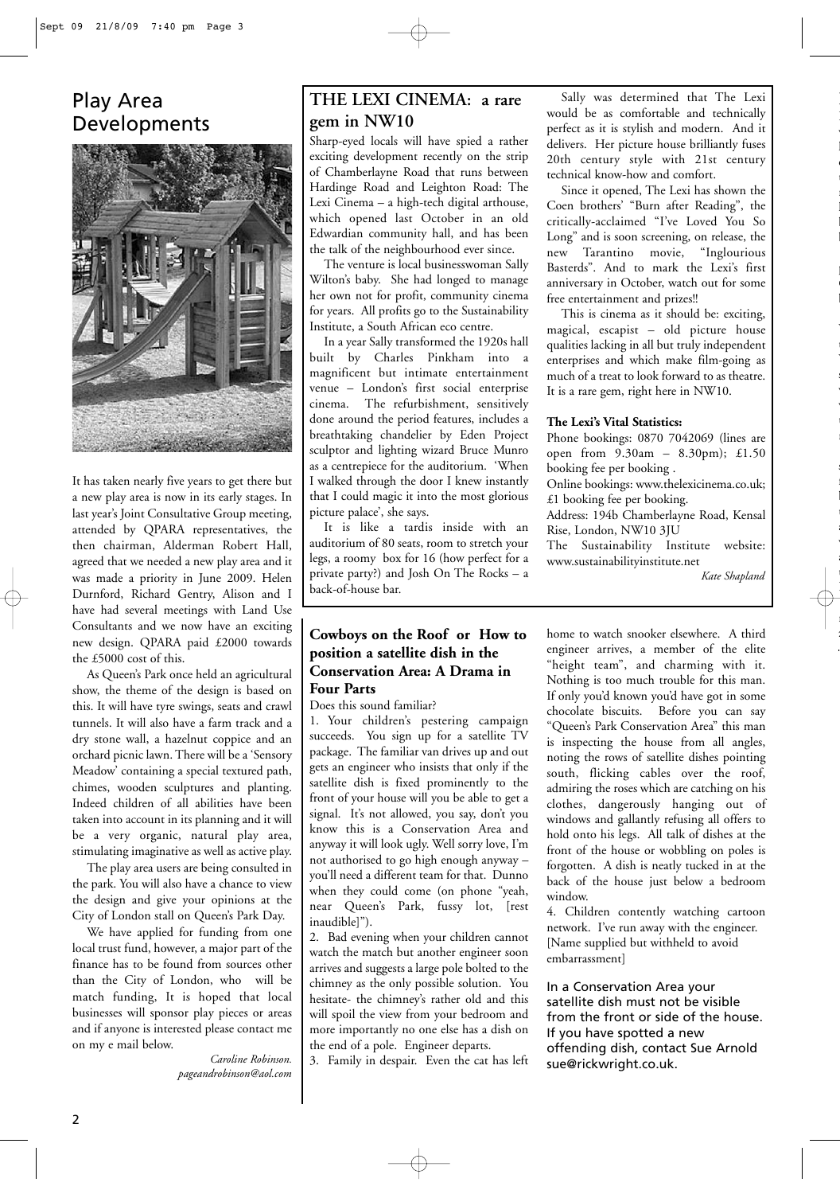# Play Area Developments

It has taken nearly five years to get there but a new play area is now in its early stages. In last year's Joint Consultative Group meeting, attended by QPARA representatives, the then chairman, Alderman Robert Hall, agreed that we needed a new play area and it was made a priority in June 2009. Helen Durnford, Richard Gentry, Alison and I have had several meetings with Land Use Consultants and we now have an exciting new design. QPARA paid £2000 towards the £5000 cost of this.

As Queen's Park once held an agricultural show, the theme of the design is based on this. It will have tyre swings, seats and crawl tunnels. It will also have a farm track and a dry stone wall, a hazelnut coppice and an orchard picnic lawn. There will be a 'Sensory Meadow' containing a special textured path, chimes, wooden sculptures and planting. Indeed children of all abilities have been taken into account in its planning and it will be a very organic, natural play area, stimulating imaginative as well as active play.

The play area users are being consulted in the park. You will also have a chance to view the design and give your opinions at the City of London stall on Queen's Park Day.

We have applied for funding from one local trust fund, however, a major part of the finance has to be found from sources other than the City of London, who will be match funding, It is hoped that local businesses will sponsor play pieces or areas and if anyone is interested please contact me on my e mail below.

*Caroline Robinson.*
*pageandrobinson@aol.com*

## THE LEXI CINEMA: a rare gem in NW10

Sharp-eyed locals will have spied a rather exciting development recently on the strip of Chamberlayne Road that runs between Hardinge Road and Leighton Road: The Lexi Cinema – a high-tech digital arthouse, which opened last October in an old Edwardian community hall, and has been the talk of the neighbourhood ever since.

The venture is local businesswoman Sally Wilton's baby. She had longed to manage her own not for profit, community cinema for years. All profits go to the Sustainability Institute, a South African eco centre.

In a year Sally transformed the 1920s hall built by Charles Pinkham into a magnificent but intimate entertainment venue – London's first social enterprise cinema. The refurbishment, sensitively done around the period features, includes a breathtaking chandelier by Eden Project sculptor and lighting wizard Bruce Munro as a centrepiece for the auditorium. 'When I walked through the door I knew instantly that I could magic it into the most glorious picture palace', she says.

It is like a tardis inside with an auditorium of 80 seats, room to stretch your legs, a roomy box for 16 (how perfect for a private party?) and Josh On The Rocks – a back-of-house bar.

Sally was determined that The Lexi would be as comfortable and technically perfect as it is stylish and modern. And it delivers. Her picture house brilliantly fuses 20th century style with 21st century technical know-how and comfort.

Since it opened, The Lexi has shown the Coen brothers' "Burn after Reading", the critically-acclaimed "I've Loved You So Long" and is soon screening, on release, the new Tarantino movie, "Inglourious Basterds". And to mark the Lexi's first anniversary in October, watch out for some free entertainment and prizes!!

This is cinema as it should be: exciting, magical, escapist – old picture house qualities lacking in all but truly independent enterprises and which make film-going as much of a treat to look forward to as theatre. It is a rare gem, right here in NW10.

**The Lexi's Vital Statistics:**

Phone bookings: 0870 7042069 (lines are open from 9.30am – 8.30pm); £1.50 booking fee per booking .

Online bookings: www.thelexicinema.co.uk; £1 booking fee per booking.

Address: 194b Chamberlayne Road, Kensal Rise, London, NW10 3JU

The Sustainability Institute website: www.sustainabilityinstitute.net

*Kate Shapland*

## Cowboys on the Roof or How to position a satellite dish in the Conservation Area: A Drama in Four Parts

Does this sound familiar?

1. Your children's pestering campaign succeeds. You sign up for a satellite TV package. The familiar van drives up and out gets an engineer who insists that only if the satellite dish is fixed prominently to the front of your house will you be able to get a signal. It's not allowed, you say, don't you know this is a Conservation Area and anyway it will look ugly. Well sorry love, I'm not authorised to go high enough anyway – you'll need a different team for that. Dunno when they could come (on phone "yeah, near Queen's Park, fussy lot, [rest inaudible]").

2. Bad evening when your children cannot watch the match but another engineer soon arrives and suggests a large pole bolted to the chimney as the only possible solution. You hesitate- the chimney's rather old and this will spoil the view from your bedroom and more importantly no one else has a dish on the end of a pole. Engineer departs.

3. Family in despair. Even the cat has left home to watch snooker elsewhere. A third engineer arrives, a member of the elite "height team", and charming with it. Nothing is too much trouble for this man. If only you'd known you'd have got in some chocolate biscuits. Before you can say "Queen's Park Conservation Area" this man is inspecting the house from all angles, noting the rows of satellite dishes pointing south, flicking cables over the roof, admiring the roses which are catching on his clothes, dangerously hanging out of windows and gallantly refusing all offers to hold onto his legs. All talk of dishes at the front of the house or wobbling on poles is forgotten. A dish is neatly tucked in at the back of the house just below a bedroom window.

4. Children contently watching cartoon network. I've run away with the engineer. [Name supplied but withheld to avoid embarrassment]

In a Conservation Area your satellite dish must not be visible from the front or side of the house. If you have spotted a new offending dish, contact Sue Arnold sue@rickwright.co.uk.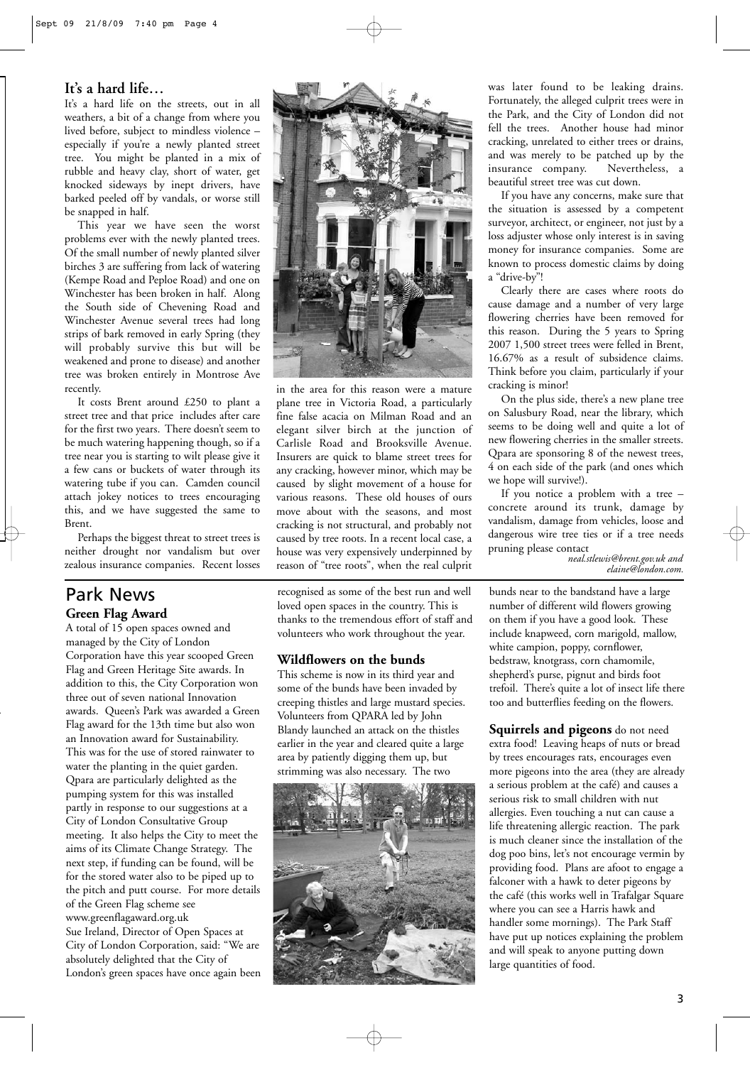## It's a hard life…

It's a hard life on the streets, out in all weathers, a bit of a change from where you lived before, subject to mindless violence – especially if you're a newly planted street tree. You might be planted in a mix of rubble and heavy clay, short of water, get knocked sideways by inept drivers, have barked peeled off by vandals, or worse still be snapped in half.

This year we have seen the worst problems ever with the newly planted trees. Of the small number of newly planted silver birches 3 are suffering from lack of watering (Kempe Road and Peploe Road) and one on Winchester has been broken in half. Along the South side of Chevening Road and Winchester Avenue several trees had long strips of bark removed in early Spring (they will probably survive this but will be weakened and prone to disease) and another tree was broken entirely in Montrose Ave recently.

It costs Brent around £250 to plant a street tree and that price includes after care for the first two years. There doesn't seem to be much watering happening though, so if a tree near you is starting to wilt please give it a few cans or buckets of water through its watering tube if you can. Camden council attach jokey notices to trees encouraging this, and we have suggested the same to Brent.

Perhaps the biggest threat to street trees is neither drought nor vandalism but over zealous insurance companies. Recent losses in the area for this reason were a mature plane tree in Victoria Road, a particularly fine false acacia on Milman Road and an elegant silver birch at the junction of Carlisle Road and Brooksville Avenue. Insurers are quick to blame street trees for any cracking, however minor, which may be caused by slight movement of a house for various reasons. These old houses of ours move about with the seasons, and most cracking is not structural, and probably not caused by tree roots. In a recent local case, a house was very expensively underpinned by reason of "tree roots", when the real culprit was later found to be leaking drains. Fortunately, the alleged culprit trees were in the Park, and the City of London did not fell the trees. Another house had minor cracking, unrelated to either trees or drains, and was merely to be patched up by the insurance company. Nevertheless, a beautiful street tree was cut down.

If you have any concerns, make sure that the situation is assessed by a competent surveyor, architect, or engineer, not just by a loss adjuster whose only interest is in saving money for insurance companies. Some are known to process domestic claims by doing a "drive-by"!

Clearly there are cases where roots do cause damage and a number of very large flowering cherries have been removed for this reason. During the 5 years to Spring 2007 1,500 street trees were felled in Brent, 16.67% as a result of subsidence claims. Think before you claim, particularly if your cracking is minor!

On the plus side, there's a new plane tree on Salusbury Road, near the library, which seems to be doing well and quite a lot of new flowering cherries in the smaller streets. Qpara are sponsoring 8 of the newest trees, 4 on each side of the park (and ones which we hope will survive!).

If you notice a problem with a tree – concrete around its trunk, damage by vandalism, damage from vehicles, loose and dangerous wire tree ties or if a tree needs pruning please contact *neal.stlewis@brent.gov.uk and elaine@london.com.*

# Park News

## Green Flag Award

A total of 15 open spaces owned and managed by the City of London Corporation have this year scooped Green Flag and Green Heritage Site awards. In addition to this, the City Corporation won three out of seven national Innovation awards. Queen's Park was awarded a Green Flag award for the 13th time but also won an Innovation award for Sustainability. This was for the use of stored rainwater to water the planting in the quiet garden. Qpara are particularly delighted as the pumping system for this was installed partly in response to our suggestions at a City of London Consultative Group meeting. It also helps the City to meet the aims of its Climate Change Strategy. The next step, if funding can be found, will be for the stored water also to be piped up to the pitch and putt course. For more details of the Green Flag scheme see www.greenflagaward.org.uk

Sue Ireland, Director of Open Spaces at City of London Corporation, said: "We are absolutely delighted that the City of London's green spaces have once again been recognised as some of the best run and well loved open spaces in the country. This is thanks to the tremendous effort of staff and volunteers who work throughout the year.

## Wildflowers on the bunds

This scheme is now in its third year and some of the bunds have been invaded by creeping thistles and large mustard species. Volunteers from QPARA led by John Blandy launched an attack on the thistles earlier in the year and cleared quite a large area by patiently digging them up, but strimming was also necessary. The two bunds near to the bandstand have a large number of different wild flowers growing on them if you have a good look. These include knapweed, corn marigold, mallow, white campion, poppy, cornflower, bedstraw, knotgrass, corn chamomile, shepherd's purse, pignut and birds foot trefoil. There's quite a lot of insect life there too and butterflies feeding on the flowers.

**Squirrels and pigeons** do not need extra food! Leaving heaps of nuts or bread by trees encourages rats, encourages even more pigeons into the area (they are already a serious problem at the café) and causes a serious risk to small children with nut allergies. Even touching a nut can cause a life threatening allergic reaction. The park is much cleaner since the installation of the dog poo bins, let's not encourage vermin by providing food. Plans are afoot to engage a falconer with a hawk to deter pigeons by the café (this works well in Trafalgar Square where you can see a Harris hawk and handler some mornings). The Park Staff have put up notices explaining the problem and will speak to anyone putting down large quantities of food.